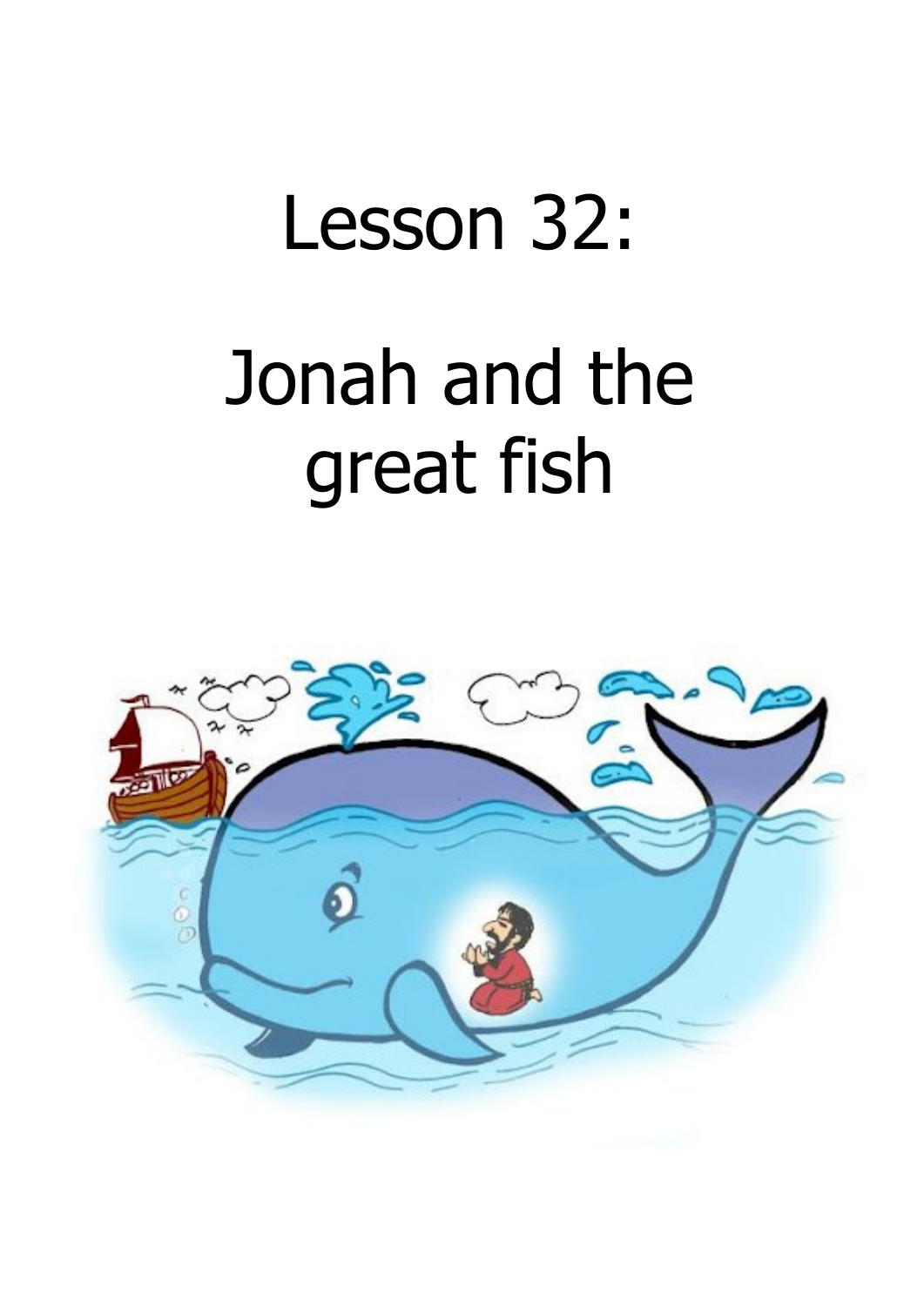# Lesson 32:

# Jonah and the great fish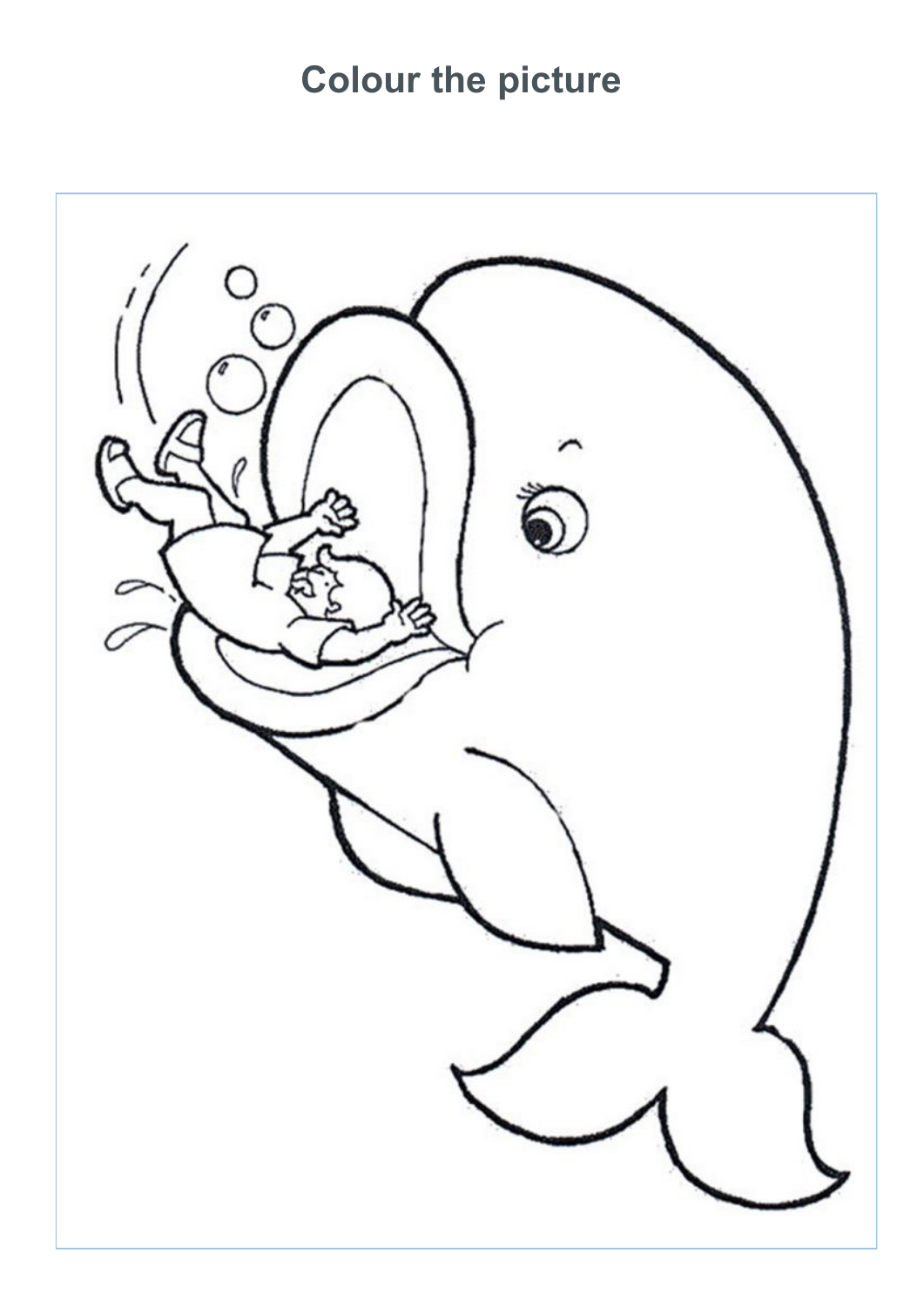# Colour the picture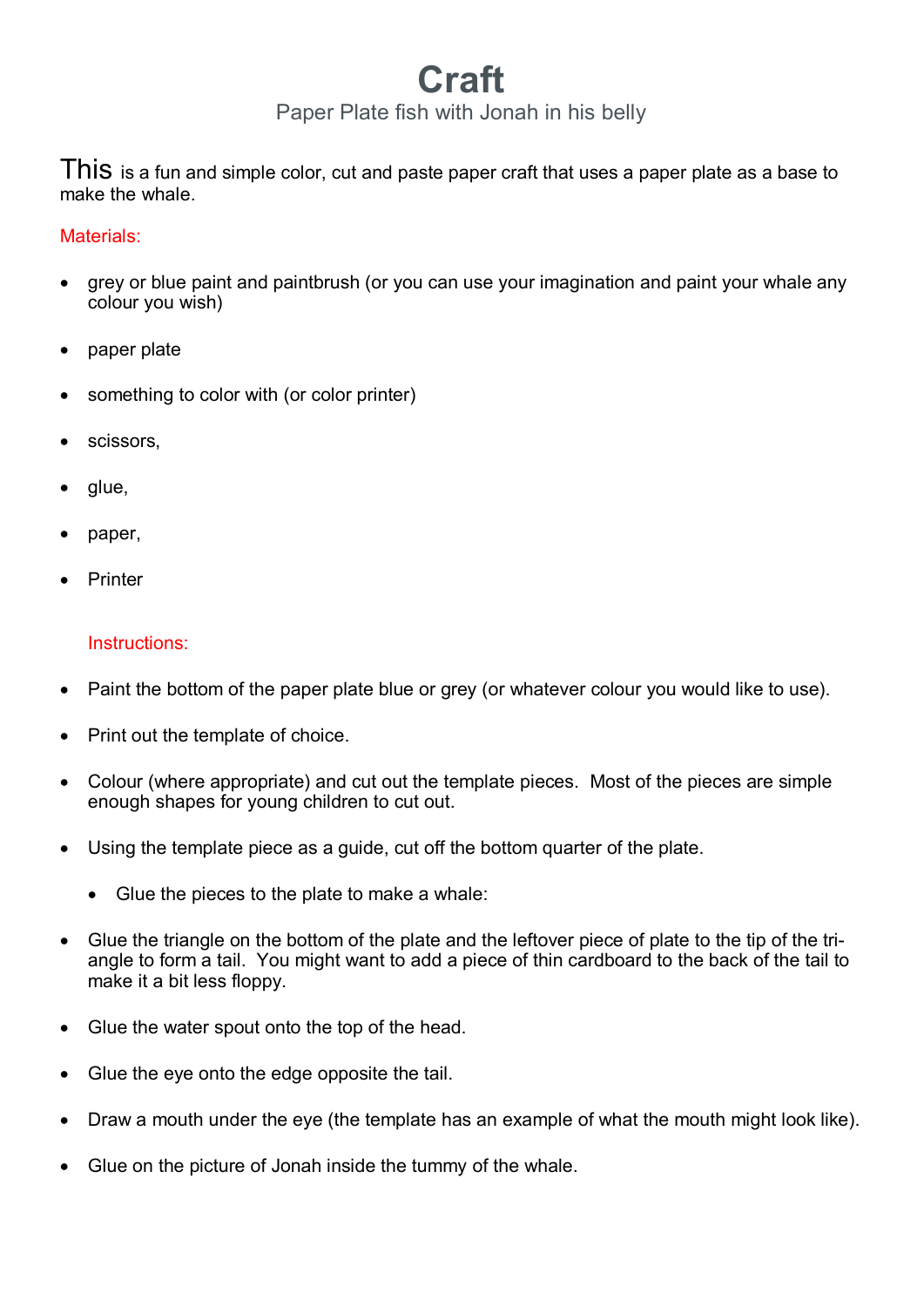# Craft

Paper Plate fish with Jonah in his belly

This is a fun and simple color, cut and paste paper craft that uses a paper plate as a base to make the whale.

Materials:

- grey or blue paint and paintbrush (or you can use your imagination and paint your whale any colour you wish)
- paper plate
- something to color with (or color printer)
- scissors,
- glue,
- paper,
- Printer

Instructions:

- Paint the bottom of the paper plate blue or grey (or whatever colour you would like to use).
- Print out the template of choice.
- Colour (where appropriate) and cut out the template pieces. Most of the pieces are simple enough shapes for young children to cut out.
- Using the template piece as a guide, cut off the bottom quarter of the plate.
    - Glue the pieces to the plate to make a whale:
- Glue the triangle on the bottom of the plate and the leftover piece of plate to the tip of the triangle to form a tail. You might want to add a piece of thin cardboard to the back of the tail to make it a bit less floppy.
- Glue the water spout onto the top of the head.
- Glue the eye onto the edge opposite the tail.
- Draw a mouth under the eye (the template has an example of what the mouth might look like).
- Glue on the picture of Jonah inside the tummy of the whale.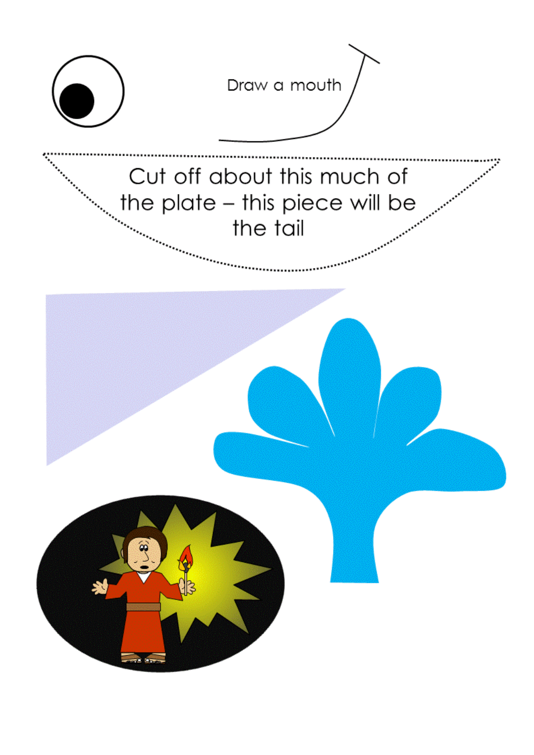Draw a mouth

Cut off about this much of the plate – this piece will be the tail